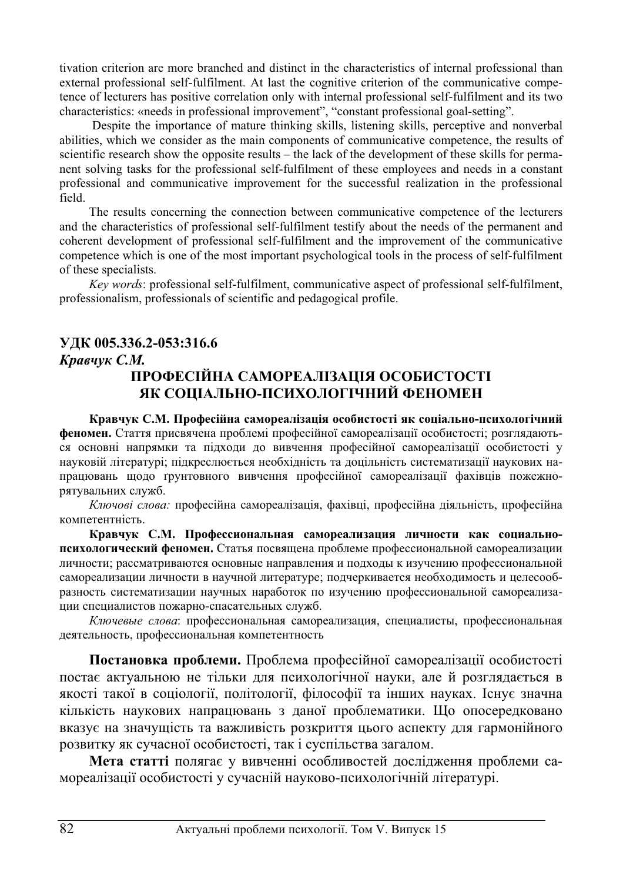tivation criterion are more branched and distinct in the characteristics of internal professional than external professional self-fulfilment. At last the cognitive criterion of the communicative competence of lecturers has positive correlation only with internal professional self-fulfilment and its two characteristics: «needs in professional improvement", "constant professional goal-setting".

Despite the importance of mature thinking skills, listening skills, perceptive and nonverbal abilities, which we consider as the main components of communicative competence, the results of scientific research show the opposite results – the lack of the development of these skills for permanent solving tasks for the professional self-fulfilment of these employees and needs in a constant professional and communicative improvement for the successful realization in the professional field.

The results concerning the connection between communicative competence of the lecturers and the characteristics of professional self-fulfilment testify about the needs of the permanent and coherent development of professional self-fulfilment and the improvement of the communicative competence which is one of the most important psychological tools in the process of self-fulfilment of these specialists.

*Key words*: professional self-fulfilment, communicative aspect of professional self-fulfilment, professionalism, professionals of scientific and pedagogical profile.

**УДК 005.336.2-053:316.6**

***Кравчук С.М.***

## ПРОФЕСІЙНА САМОРЕАЛІЗАЦІЯ ОСОБИСТОСТІ ЯК СОЦІАЛЬНО-ПСИХОЛОГІЧНИЙ ФЕНОМЕН

**Кравчук С.М. Професійна самореалізація особистості як соціально-психологічний феномен.** Стаття присвячена проблемі професійної самореалізації особистості; розглядаються основні напрямки та підходи до вивчення професійної самореалізації особистості у науковій літературі; підкреслюється необхідність та доцільність систематизації наукових напрацювань щодо ґрунтовного вивчення професійної самореалізації фахівців пожежно-рятувальних служб.

*Ключові слова:* професійна самореалізація, фахівці, професійна діяльність, професійна компетентність.

**Кравчук С.М. Профессиональная самореализация личности как социально-психологический феномен.** Статья посвящена проблеме профессиональной самореализации личности; рассматриваются основные направления и подходы к изучению профессиональной самореализации личности в научной литературе; подчеркивается необходимость и целесообразность систематизации научных наработок по изучению профессиональной самореализации специалистов пожарно-спасательных служб.

*Ключевые слова*: профессиональная самореализация, специалисты, профессиональная деятельность, профессиональная компетентность

**Постановка проблеми.** Проблема професійної самореалізації особистості постає актуальною не тільки для психологічної науки, але й розглядається в якості такої в соціології, політології, філософії та інших науках. Існує значна кількість наукових напрацювань з даної проблематики. Що опосередковано вказує на значущість та важливість розкриття цього аспекту для гармонійного розвитку як сучасної особистості, так і суспільства загалом.

**Мета статті** полягає у вивченні особливостей дослідження проблеми самореалізації особистості у сучасній науково-психологічній літературі.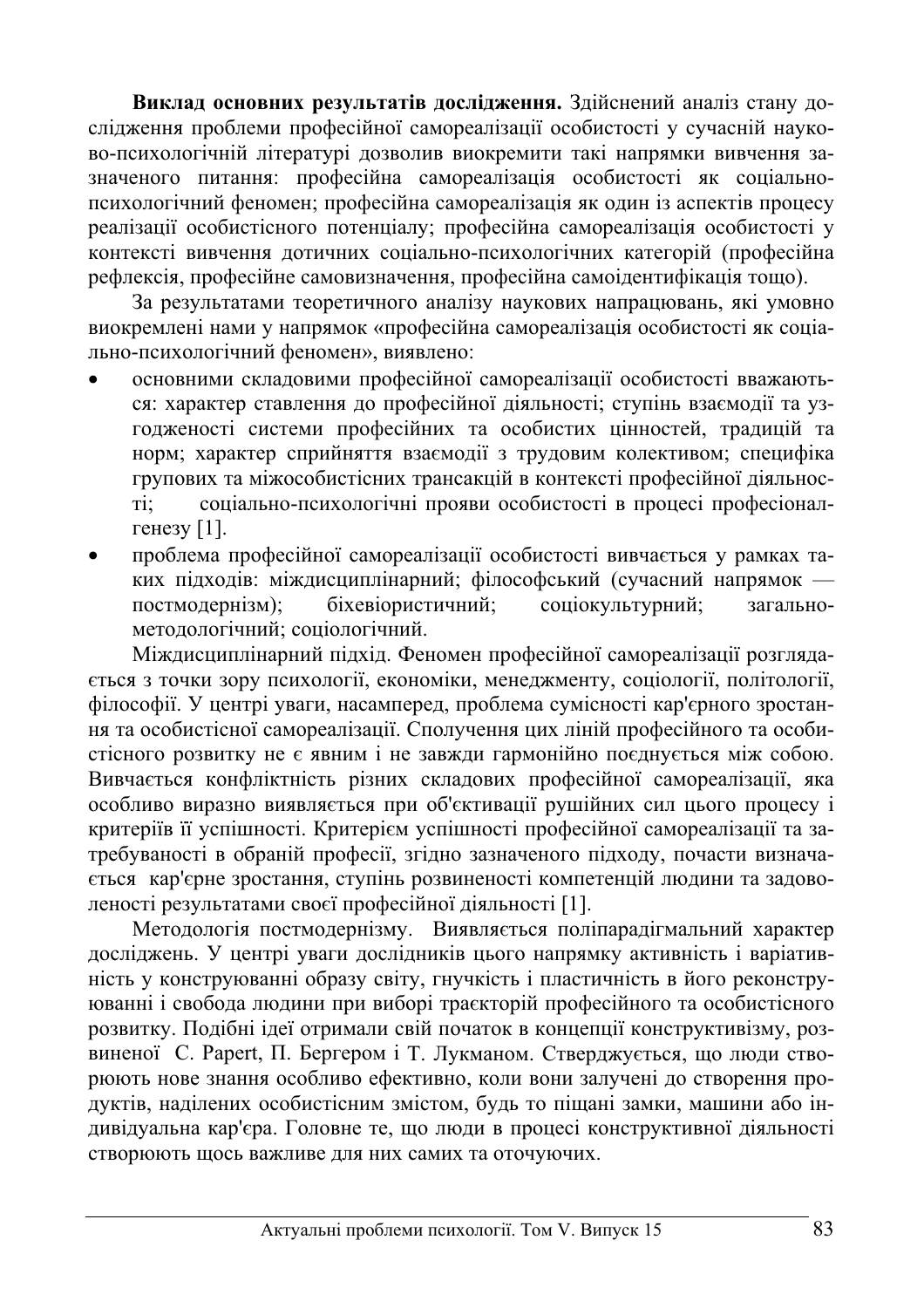**Виклад основних результатів дослідження.** Здійснений аналіз стану дослідження проблеми професійної самореалізації особистості у сучасній науково-психологічній літературі дозволив виокремити такі напрямки вивчення зазначеного питання: професійна самореалізація особистості як соціально-психологічний феномен; професійна самореалізація як один із аспектів процесу реалізації особистісного потенціалу; професійна самореалізація особистості у контексті вивчення дотичних соціально-психологічних категорій (професійна рефлексія, професійне самовизначення, професійна самоідентифікація тощо).

За результатами теоретичного аналізу наукових напрацювань, які умовно виокремлені нами у напрямок «професійна самореалізація особистості як соціально-психологічний феномен», виявлено:

- основними складовими професійної самореалізації особистості вважаються: характер ставлення до професійної діяльності; ступінь взаємодії та узгодженості системи професійних та особистих цінностей, традицій та норм; характер сприйняття взаємодії з трудовим колективом; специфіка групових та міжособистісних трансакцій в контексті професійної діяльності; соціально-психологічні прояви особистості в процесі професіоналгенезу [1].
- проблема професійної самореалізації особистості вивчається у рамках таких підходів: міждисциплінарний; філософський (сучасний напрямок — постмодернізм); біхевіористичний; соціокультурний; загальнометодологічний; соціологічний.

Міждисциплінарний підхід. Феномен професійної самореалізації розглядається з точки зору психології, економіки, менеджменту, соціології, політології, філософії. У центрі уваги, насамперед, проблема сумісності кар'єрного зростання та особистісної самореалізації. Сполучення цих ліній професійного та особистісного розвитку не є явним і не завжди гармонійно поєднується між собою. Вивчається конфліктність різних складових професійної самореалізації, яка особливо виразно виявляється при об'єктивації рушійних сил цього процесу і критеріїв її успішності. Критерієм успішності професійної самореалізації та затребуваності в обраній професії, згідно зазначеного підходу, почасти визначається кар'єрне зростання, ступінь розвиненості компетенцій людини та задоволеності результатами своєї професійної діяльності [1].

Методологія постмодернізму. Виявляється поліпарадігмальний характер досліджень. У центрі уваги дослідників цього напрямку активність і варіативність у конструюванні образу світу, гнучкість і пластичність в його реконструюванні і свобода людини при виборі траєкторій професійного та особистісного розвитку. Подібні ідеї отримали свій початок в концепції конструктивізму, розвиненої C. Papert, П. Бергером і Т. Лукманом. Стверджується, що люди створюють нове знання особливо ефективно, коли вони залучені до створення продуктів, наділених особистісним змістом, будь то піщані замки, машини або індивідуальна кар'єра. Головне те, що люди в процесі конструктивної діяльності створюють щось важливе для них самих та оточуючих.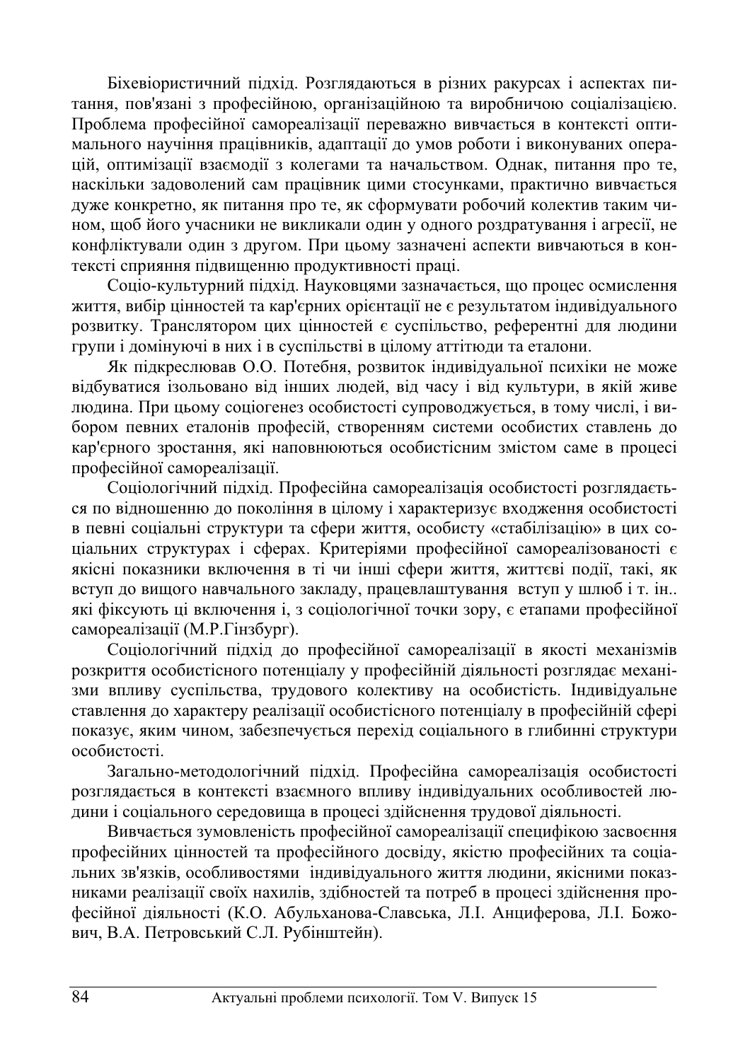Біхевіористичний підхід. Розглядаються в різних ракурсах і аспектах питання, пов'язані з професійною, організаційною та виробничою соціалізацією. Проблема професійної самореалізації переважно вивчається в контексті оптимального научіння працівників, адаптації до умов роботи і виконуваних операцій, оптимізації взаємодії з колегами та начальством. Однак, питання про те, наскільки задоволений сам працівник цими стосунками, практично вивчається дуже конкретно, як питання про те, як сформувати робочий колектив таким чином, щоб його учасники не викликали один у одного роздратування і агресії, не конфліктували один з другом. При цьому зазначені аспекти вивчаються в контексті сприяння підвищенню продуктивності праці.

Соціо-культурний підхід. Науковцями зазначається, що процес осмислення життя, вибір цінностей та кар'єрних орієнтації не є результатом індивідуального розвитку. Транслятором цих цінностей є суспільство, референтні для людини групи і домінуючі в них і в суспільстві в цілому аттітюди та еталони.

Як підкреслював О.О. Потебня, розвиток індивідуальної психіки не може відбуватися ізольовано від інших людей, від часу і від культури, в якій живе людина. При цьому соціогенез особистості супроводжується, в тому числі, і вибором певних еталонів професій, створенням системи особистих ставлень до кар'єрного зростання, які наповнюються особистісним змістом саме в процесі професійної самореалізації.

Соціологічний підхід. Професійна самореалізація особистості розглядається по відношенню до покоління в цілому і характеризує входження особистості в певні соціальні структури та сфери життя, особисту «стабілізацію» в цих соціальних структурах і сферах. Критеріями професійної самореалізованості є якісні показники включення в ті чи інші сфери життя, життєві події, такі, як вступ до вищого навчального закладу, працевлаштування вступ у шлюб і т. ін.. які фіксують ці включення і, з соціологічної точки зору, є етапами професійної самореалізації (М.Р.Гінзбург).

Соціологічний підхід до професійної самореалізації в якості механізмів розкриття особистісного потенціалу у професійній діяльності розглядає механізми впливу суспільства, трудового колективу на особистість. Індивідуальне ставлення до характеру реалізації особистісного потенціалу в професійній сфері показує, яким чином, забезпечується перехід соціального в глибинні структури особистості.

Загально-методологічний підхід. Професійна самореалізація особистості розглядається в контексті взаємного впливу індивідуальних особливостей людини і соціального середовища в процесі здійснення трудової діяльності.

Вивчається зумовленість професійної самореалізації специфікою засвоєння професійних цінностей та професійного досвіду, якістю професійних та соціальних зв'язків, особливостями індивідуального життя людини, якісними показниками реалізації своїх нахилів, здібностей та потреб в процесі здійснення професійної діяльності (К.О. Абульханова-Славська, Л.І. Анциферова, Л.І. Божович, В.А. Петровський С.Л. Рубінштейн).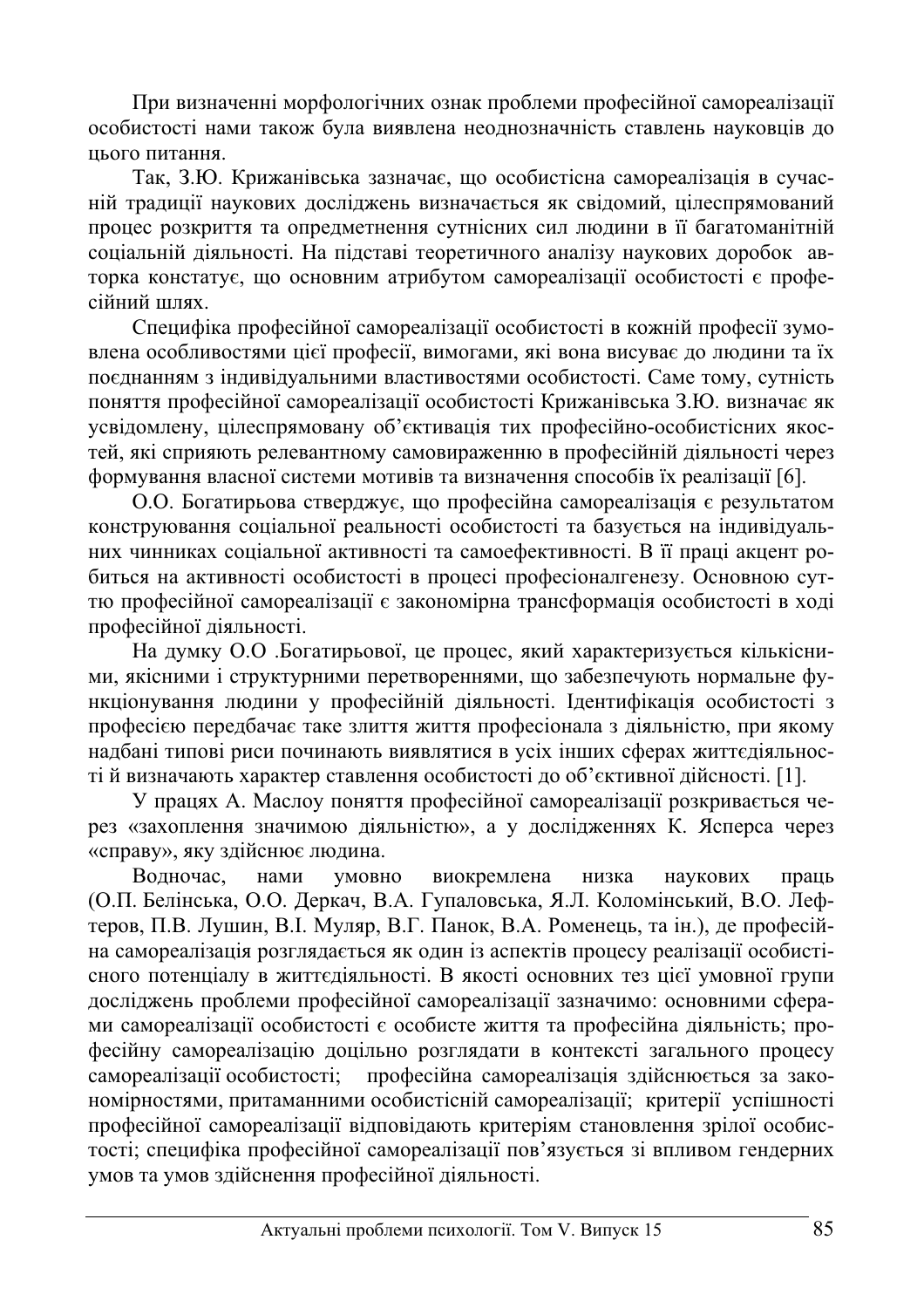При визначенні морфологічних ознак проблеми професійної самореалізації особистості нами також була виявлена неоднозначність ставлень науковців до цього питання.

Так, З.Ю. Крижанівська зазначає, що особистісна самореалізація в сучасній традиції наукових досліджень визначається як свідомий, цілеспрямований процес розкриття та опредметнення сутнісних сил людини в її багатоманітній соціальній діяльності. На підставі теоретичного аналізу наукових доробок авторка констатує, що основним атрибутом самореалізації особистості є професійний шлях.

Специфіка професійної самореалізації особистості в кожній професії зумовлена особливостями цієї професії, вимогами, які вона висуває до людини та їх поєднанням з індивідуальними властивостями особистості. Саме тому, сутність поняття професійної самореалізації особистості Крижанівська З.Ю. визначає як усвідомлену, цілеспрямовану об'єктивація тих професійно-особистісних якостей, які сприяють релевантному самовираженню в професійній діяльності через формування власної системи мотивів та визначення способів їх реалізації [6].

О.О. Богатирьова стверджує, що професійна самореалізація є результатом конструювання соціальної реальності особистості та базується на індивідуальних чинниках соціальної активності та самоефективності. В її праці акцент робиться на активності особистості в процесі професіоналгенезу. Основною суттю професійної самореалізації є закономірна трансформація особистості в ході професійної діяльності.

На думку О.О .Богатирьової, це процес, який характеризується кількісними, якісними і структурними перетвореннями, що забезпечують нормальне функціонування людини у професійній діяльності. Ідентифікація особистості з професією передбачає таке злиття життя професіонала з діяльністю, при якому надбані типові риси починають виявлятися в усіх інших сферах життєдіяльності й визначають характер ставлення особистості до об'єктивної дійсності. [1].

У працях А. Маслоу поняття професійної самореалізації розкривається через «захоплення значимою діяльністю», а у дослідженнях К. Ясперса через «справу», яку здійснює людина.

Водночас, нами умовно виокремлена низка наукових праць (О.П. Белінська, О.О. Деркач, В.А. Гупаловська, Я.Л. Коломінський, В.О. Лефтеров, П.В. Лушин, В.І. Муляр, В.Г. Панок, В.А. Роменець, та ін.), де професійна самореалізація розглядається як один із аспектів процесу реалізації особистісного потенціалу в життєдіяльності. В якості основних тез цієї умовної групи досліджень проблеми професійної самореалізації зазначимо: основними сферами самореалізації особистості є особисте життя та професійна діяльність; професійну самореалізацію доцільно розглядати в контексті загального процесу самореалізації особистості; професійна самореалізація здійснюється за закономірностями, притаманними особистісній самореалізації; критерії успішності професійної самореалізації відповідають критеріям становлення зрілої особистості; специфіка професійної самореалізації пов'язується зі впливом гендерних умов та умов здійснення професійної діяльності.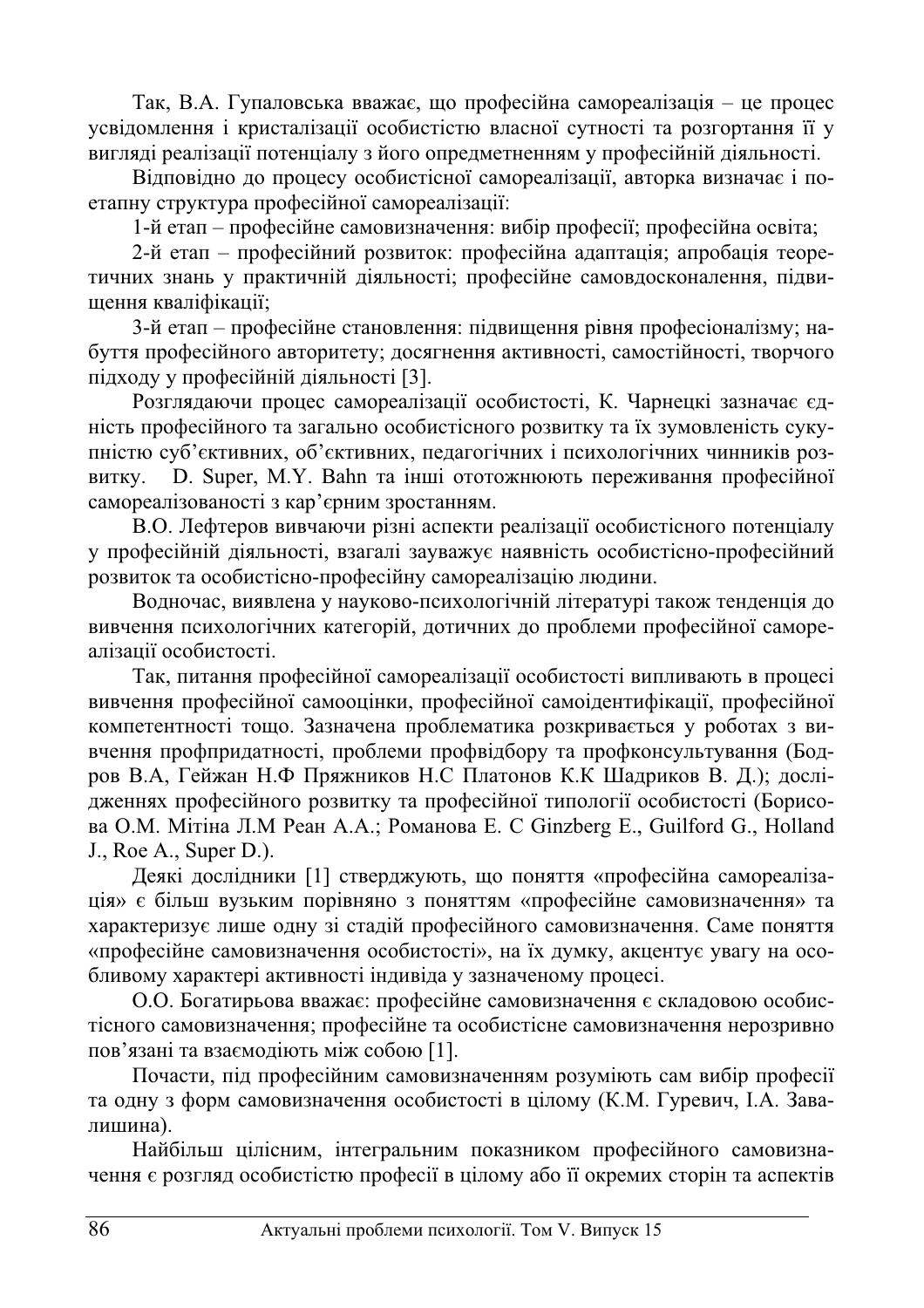Так, В.А. Гупаловська вважає, що професійна самореалізація – це процес усвідомлення і кристалізації особистістю власної сутності та розгортання її у вигляді реалізації потенціалу з його опредметненням у професійній діяльності.

Відповідно до процесу особистісної самореалізації, авторка визначає і поетапну структура професійної самореалізації:

1-й етап – професійне самовизначення: вибір професії; професійна освіта;

2-й етап – професійний розвиток: професійна адаптація; апробація теоретичних знань у практичній діяльності; професійне самовдосконалення, підвищення кваліфікації;

3-й етап – професійне становлення: підвищення рівня професіоналізму; набуття професійного авторитету; досягнення активності, самостійності, творчого підходу у професійній діяльності [3].

Розглядаючи процес самореалізації особистості, К. Чарнецкі зазначає єдність професійного та загально особистісного розвитку та їх зумовленість сукупністю суб'єктивних, об'єктивних, педагогічних і психологічних чинників розвитку. D. Super, M.Y. Bahn та інші ототожнюють переживання професійної самореалізованості з кар'єрним зростанням.

В.О. Лефтеров вивчаючи різні аспекти реалізації особистісного потенціалу у професійній діяльності, взагалі зауважує наявність особистісно-професійний розвиток та особистісно-професійну самореалізацію людини.

Водночас, виявлена у науково-психологічній літературі також тенденція до вивчення психологічних категорій, дотичних до проблеми професійної самореалізації особистості.

Так, питання професійної самореалізації особистості випливають в процесі вивчення професійної самооцінки, професійної самоідентифікації, професійної компетентності тощо. Зазначена проблематика розкривається у роботах з вивчення профпридатності, проблеми профвідбору та профконсультування (Бодров В.А, Гейжан Н.Ф Пряжников Н.С Платонов К.К Шадриков В. Д.); дослідженнях професійного розвитку та професійної типології особистості (Борисова О.М. Мітіна Л.М Реан А.А.; Романова Е. С Ginzberg E., Guilford G., Holland J., Roe A., Super D.).

Деякі дослідники [1] стверджують, що поняття «професійна самореалізація» є більш вузьким порівняно з поняттям «професійне самовизначення» та характеризує лише одну зі стадій професійного самовизначення. Саме поняття «професійне самовизначення особистості», на їх думку, акцентує увагу на особливому характері активності індивіда у зазначеному процесі.

О.О. Богатирьова вважає: професійне самовизначення є складовою особистісного самовизначення; професійне та особистісне самовизначення нерозривно пов'язані та взаємодіють між собою [1].

Почасти, під професійним самовизначенням розуміють сам вибір професії та одну з форм самовизначення особистості в цілому (К.М. Гуревич, І.А. Завалишина).

Найбільш цілісним, інтегральним показником професійного самовизначення є розгляд особистістю професії в цілому або її окремих сторін та аспектів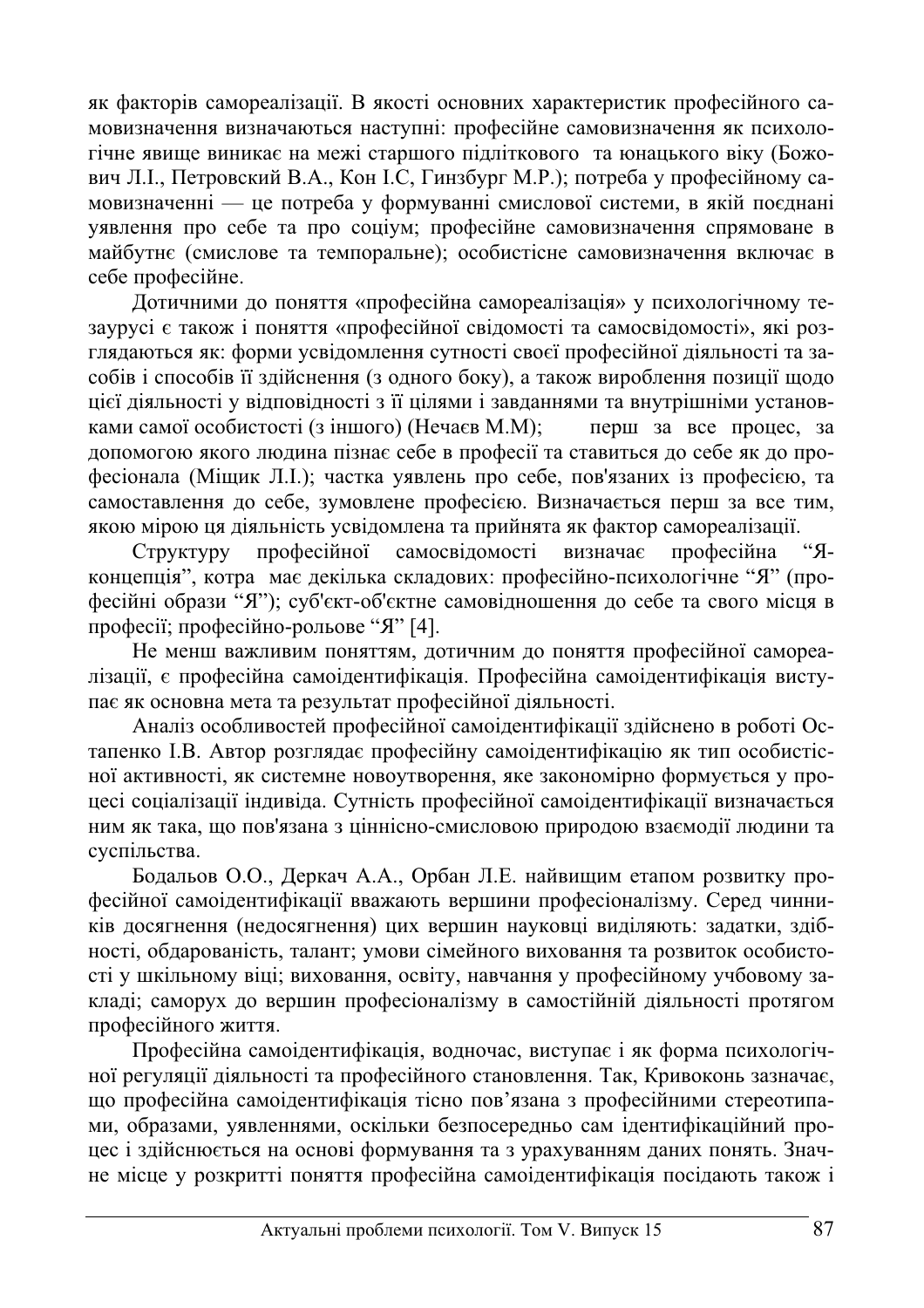як факторів самореалізації. В якості основних характеристик професійного самовизначення визначаються наступні: професійне самовизначення як психологічне явище виникає на межі старшого підліткового та юнацького віку (Божович Л.І., Петровский В.А., Кон І.С, Гинзбург М.Р.); потреба у професійному самовизначенні — це потреба у формуванні смислової системи, в якій поєднані уявлення про себе та про соціум; професійне самовизначення спрямоване в майбутнє (смислове та темпоральне); особистісне самовизначення включає в себе професійне.

Дотичними до поняття «професійна самореалізація» у психологічному тезаурусі є також і поняття «професійної свідомості та самосвідомості», які розглядаються як: форми усвідомлення сутності своєї професійної діяльності та засобів і способів її здійснення (з одного боку), а також вироблення позиції щодо цієї діяльності у відповідності з її цілями і завданнями та внутрішніми установками самої особистості (з іншого) (Нечаєв М.М); перш за все процес, за допомогою якого людина пізнає себе в професії та ставиться до себе як до професіонала (Міщик Л.І.); частка уявлень про себе, пов'язаних із професією, та самоставлення до себе, зумовлене професією. Визначається перш за все тим, якою мірою ця діяльність усвідомлена та прийнята як фактор самореалізації.

Структуру професійної самосвідомості визначає професійна "Я-концепція", котра має декілька складових: професійно-психологічне "Я" (професійні образи "Я"); суб'єкт-об'єктне самовідношення до себе та свого місця в професії; професійно-рольове "Я" [4].

Не менш важливим поняттям, дотичним до поняття професійної самореалізації, є професійна самоідентифікація. Професійна самоідентифікація виступає як основна мета та результат професійної діяльності.

Аналіз особливостей професійної самоідентифікації здійснено в роботі Остапенко І.В. Автор розглядає професійну самоідентифікацію як тип особистісної активності, як системне новоутворення, яке закономірно формується у процесі соціалізації індивіда. Сутність професійної самоідентифікації визначається ним як така, що пов'язана з ціннісно-смисловою природою взаємодії людини та суспільства.

Бодальов О.О., Деркач А.А., Орбан Л.Е. найвищим етапом розвитку професійної самоідентифікації вважають вершини професіоналізму. Серед чинників досягнення (недосягнення) цих вершин науковці виділяють: задатки, здібності, обдарованість, талант; умови сімейного виховання та розвиток особистості у шкільному віці; виховання, освіту, навчання у професійному учбовому закладі; саморух до вершин професіоналізму в самостійній діяльності протягом професійного життя.

Професійна самоідентифікація, водночас, виступає і як форма психологічної регуляції діяльності та професійного становлення. Так, Кривоконь зазначає, що професійна самоідентифікація тісно пов'язана з професійними стереотипами, образами, уявленнями, оскільки безпосередньо сам ідентифікаційний процес і здійснюється на основі формування та з урахуванням даних понять. Значне місце у розкритті поняття професійна самоідентифікація посідають також і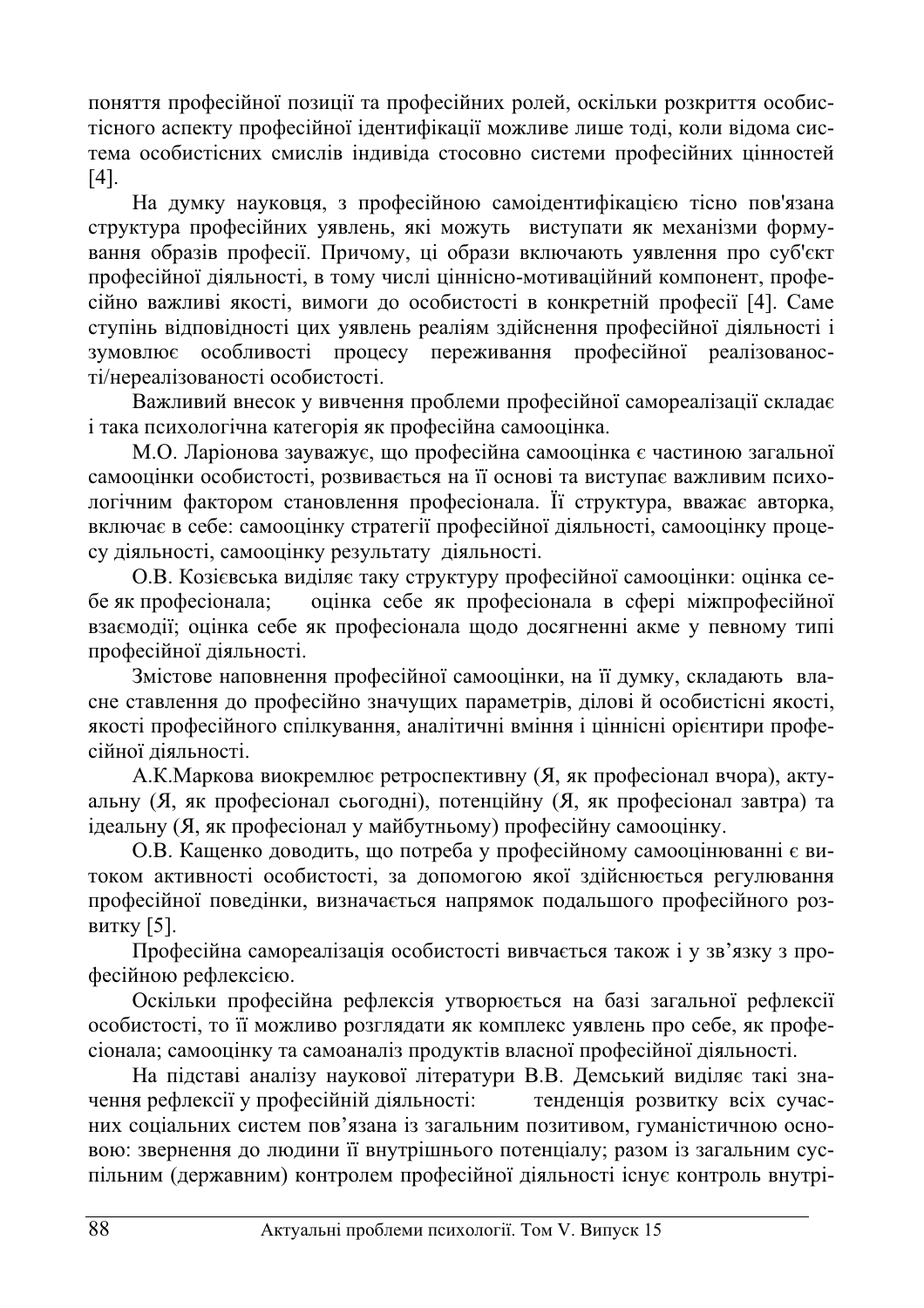поняття професійної позиції та професійних ролей, оскільки розкриття особистісного аспекту професійної ідентифікації можливе лише тоді, коли відома система особистісних смислів індивіда стосовно системи професійних цінностей [4].

На думку науковця, з професійною самоідентифікацією тісно пов'язана структура професійних уявлень, які можуть виступати як механізми формування образів професії. Причому, ці образи включають уявлення про суб'єкт професійної діяльності, в тому числі ціннісно-мотиваційний компонент, професійно важливі якості, вимоги до особистості в конкретній професії [4]. Саме ступінь відповідності цих уявлень реаліям здійснення професійної діяльності і зумовлює особливості процесу переживання професійної реалізованості/нереалізованості особистості.

Важливий внесок у вивчення проблеми професійної самореалізації складає і така психологічна категорія як професійна самооцінка.

М.О. Ларіонова зауважує, що професійна самооцінка є частиною загальної самооцінки особистості, розвивається на її основі та виступає важливим психологічним фактором становлення професіонала. Її структура, вважає авторка, включає в себе: самооцінку стратегії професійної діяльності, самооцінку процесу діяльності, самооцінку результату діяльності.

О.В. Козієвська виділяє таку структуру професійної самооцінки: оцінка себе як професіонала; оцінка себе як професіонала в сфері міжпрофесійної взаємодії; оцінка себе як професіонала щодо досягненні акме у певному типі професійної діяльності.

Змістове наповнення професійної самооцінки, на її думку, складають власне ставлення до професійно значущих параметрів, ділові й особистісні якості, якості професійного спілкування, аналітичні вміння і ціннісні орієнтири професійної діяльності.

А.К.Маркова виокремлює ретроспективну (Я, як професіонал вчора), актуальну (Я, як професіонал сьогодні), потенційну (Я, як професіонал завтра) та ідеальну (Я, як професіонал у майбутньому) професійну самооцінку.

О.В. Кащенко доводить, що потреба у професійному самооцінюванні є витоком активності особистості, за допомогою якої здійснюється регулювання професійної поведінки, визначається напрямок подальшого професійного розвитку [5].

Професійна самореалізація особистості вивчається також і у зв'язку з професійною рефлексією.

Оскільки професійна рефлексія утворюється на базі загальної рефлексії особистості, то її можливо розглядати як комплекс уявлень про себе, як професіонала; самооцінку та самоаналіз продуктів власної професійної діяльності.

На підставі аналізу наукової літератури В.В. Демський виділяє такі значення рефлексії у професійній діяльності: тенденція розвитку всіх сучасних соціальних систем пов'язана із загальним позитивом, гуманістичною основою: звернення до людини її внутрішнього потенціалу; разом із загальним суспільним (державним) контролем професійної діяльності існує контроль внутрі-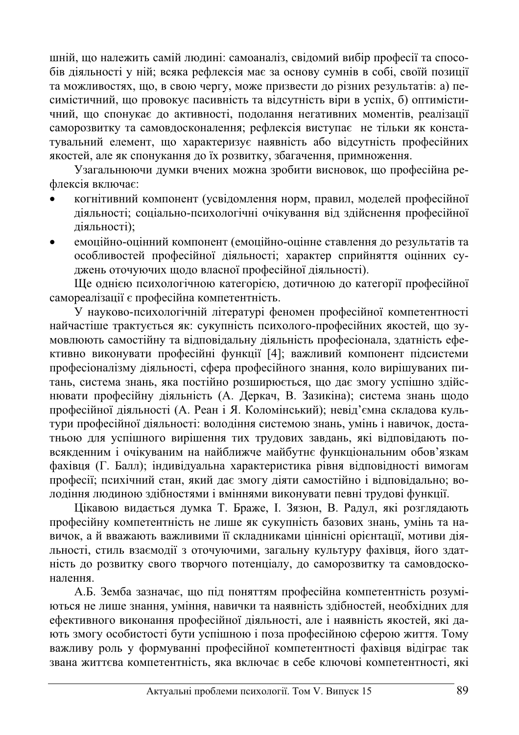шній, що належить самій людині: самоаналіз, свідомий вибір професії та способів діяльності у ній; всяка рефлексія має за основу сумнів в собі, своїй позиції та можливостях, що, в свою чергу, може призвести до різних результатів: а) песимістичний, що провокує пасивність та відсутність віри в успіх, б) оптимістичний, що спонукає до активності, подолання негативних моментів, реалізації саморозвитку та самовдосконалення; рефлексія виступає не тільки як констатувальний елемент, що характеризує наявність або відсутність професійних якостей, але як спонукання до їх розвитку, збагачення, примноження.

Узагальнюючи думки вчених можна зробити висновок, що професійна рефлексія включає:

- когнітивний компонент (усвідомлення норм, правил, моделей професійної діяльності; соціально-психологічні очікування від здійснення професійної діяльності);
- емоційно-оцінний компонент (емоційно-оцінне ставлення до результатів та особливостей професійної діяльності; характер сприйняття оцінних суджень оточуючих щодо власної професійної діяльності).

Ще однією психологічною категорією, дотичною до категорії професійної самореалізації є професійна компетентність.

У науково-психологічній літературі феномен професійної компетентності найчастіше трактується як: сукупність психолого-професійних якостей, що зумовлюють самостійну та відповідальну діяльність професіонала, здатність ефективно виконувати професійні функції [4]; важливий компонент підсистеми професіоналізму діяльності, сфера професійного знання, коло вирішуваних питань, система знань, яка постійно розширюється, що дає змогу успішно здійснювати професійну діяльність (А. Деркач, В. Зазикіна); система знань щодо професійної діяльності (А. Реан і Я. Коломінський); невід'ємна складова культури професійної діяльності: володіння системою знань, умінь і навичок, достатньою для успішного вирішення тих трудових завдань, які відповідають повсякденним і очікуваним на найближче майбутнє функціональним обов'язкам фахівця (Г. Балл); індивідуальна характеристика рівня відповідності вимогам професії; психічний стан, який дає змогу діяти самостійно і відповідально; володіння людиною здібностями і вміннями виконувати певні трудові функції.

Цікавою видається думка Т. Браже, І. Зязюн, В. Радул, які розглядають професійну компетентність не лише як сукупність базових знань, умінь та навичок, а й вважають важливими її складниками ціннісні орієнтації, мотиви діяльності, стиль взаємодії з оточуючими, загальну культуру фахівця, його здатність до розвитку свого творчого потенціалу, до саморозвитку та самовдосконалення.

А.Б. Земба зазначає, що під поняттям професійна компетентність розуміються не лише знання, уміння, навички та наявність здібностей, необхідних для ефективного виконання професійної діяльності, але і наявність якостей, які дають змогу особистості бути успішною і поза професійною сферою життя. Тому важливу роль у формуванні професійної компетентності фахівця відіграє так звана життєва компетентність, яка включає в себе ключові компетентності, які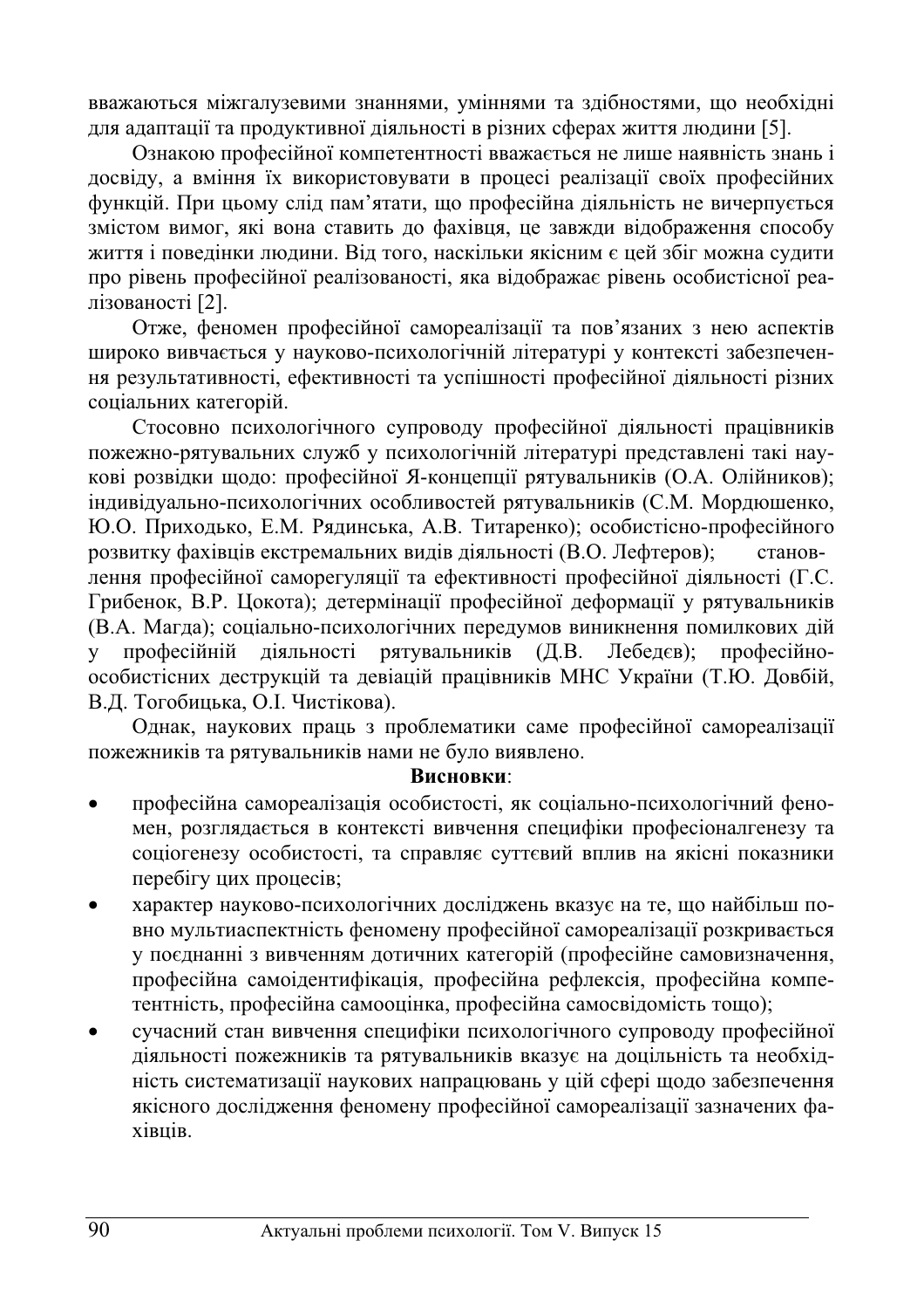вважаються міжгалузевими знаннями, уміннями та здібностями, що необхідні для адаптації та продуктивної діяльності в різних сферах життя людини [5].

Ознакою професійної компетентності вважається не лише наявність знань і досвіду, а вміння їх використовувати в процесі реалізації своїх професійних функцій. При цьому слід пам'ятати, що професійна діяльність не вичерпується змістом вимог, які вона ставить до фахівця, це завжди відображення способу життя і поведінки людини. Від того, наскільки якісним є цей збіг можна судити про рівень професійної реалізованості, яка відображає рівень особистісної реалізованості [2].

Отже, феномен професійної самореалізації та пов'язаних з нею аспектів широко вивчається у науково-психологічній літературі у контексті забезпечення результативності, ефективності та успішності професійної діяльності різних соціальних категорій.

Стосовно психологічного супроводу професійної діяльності працівників пожежно-рятувальних служб у психологічній літературі представлені такі наукові розвідки щодо: професійної Я-концепції рятувальників (О.А. Олійников); індивідуально-психологічних особливостей рятувальників (С.М. Мордюшенко, Ю.О. Приходько, Е.М. Рядинська, А.В. Титаренко); особистісно-професійного розвитку фахівців екстремальних видів діяльності (В.О. Лефтеров); становлення професійної саморегуляції та ефективності професійної діяльності (Г.С. Грибенок, В.Р. Цокота); детермінації професійної деформації у рятувальників (В.А. Магда); соціально-психологічних передумов виникнення помилкових дій у професійній діяльності рятувальників (Д.В. Лебедєв); професійно-особистісних деструкцій та девіацій працівників МНС України (Т.Ю. Довбій, В.Д. Тогобицька, О.І. Чистікова).

Однак, наукових праць з проблематики саме професійної самореалізації пожежників та рятувальників нами не було виявлено.

**Висновки**:

- професійна самореалізація особистості, як соціально-психологічний феномен, розглядається в контексті вивчення специфіки професіоналгенезу та соціогенезу особистості, та справляє суттєвий вплив на якісні показники перебігу цих процесів;
- характер науково-психологічних досліджень вказує на те, що найбільш повно мультиаспектність феномену професійної самореалізації розкривається у поєднанні з вивченням дотичних категорій (професійне самовизначення, професійна самоідентифікація, професійна рефлексія, професійна компетентність, професійна самооцінка, професійна самосвідомість тощо);
- сучасний стан вивчення специфіки психологічного супроводу професійної діяльності пожежників та рятувальників вказує на доцільність та необхідність систематизації наукових напрацювань у цій сфері щодо забезпечення якісного дослідження феномену професійної самореалізації зазначених фахівців.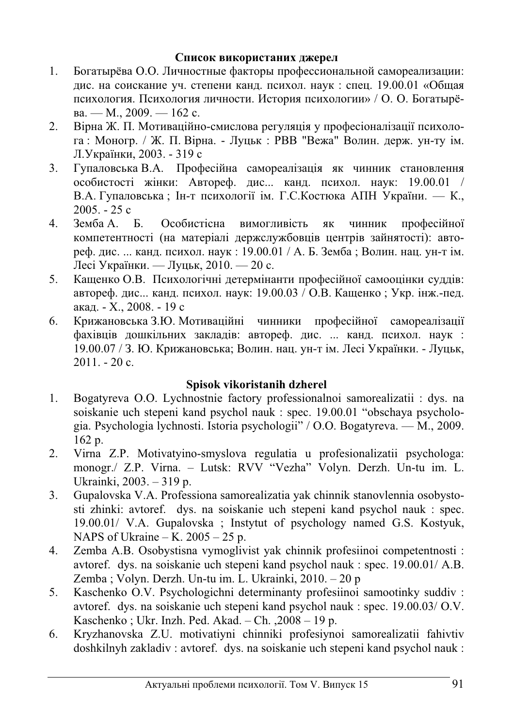**Список використаних джерел**

1. Богатырёва О.О. Личностные факторы профессиональной самореализации: дис. на соискание уч. степени канд. психол. наук : спец. 19.00.01 «Общая психология. Психология личности. История психологии» / О. О. Богатырёва. — М., 2009. — 162 с.
2. Вірна Ж. П. Мотиваційно-смислова регуляція у професіоналізації психолога : Моногр. / Ж. П. Вірна. - Луцьк : РВВ "Вежа" Волин. держ. ун-ту ім. Л.Українки, 2003. - 319 с
3. Гупаловська В.А. Професійна самореалізація як чинник становлення особистості жінки: Автореф. дис... канд. психол. наук: 19.00.01 / В.А. Гупаловська ; Ін-т психології ім. Г.С.Костюка АПН України. — К., 2005. - 25 с
4. Земба А. Б. Особистісна вимогливість як чинник професійної компетентності (на матеріалі держслужбовців центрів зайнятості): автореф. дис. ... канд. психол. наук : 19.00.01 / А. Б. Земба ; Волин. нац. ун-т ім. Лесі Українки. — Луцьк, 2010. — 20 с.
5. Кащенко О.В. Психологічні детермінанти професійної самооцінки суддів: автореф. дис... канд. психол. наук: 19.00.03 / О.В. Кащенко ; Укр. інж.-пед. акад. - Х., 2008. - 19 с
6. Крижановська З.Ю. Мотиваційні чинники професійної самореалізації фахівців дошкільних закладів: автореф. дис. ... канд. психол. наук : 19.00.07 / З. Ю. Крижановська; Волин. нац. ун-т ім. Лесі Українки. - Луцьк, 2011. - 20 с.

**Spisok vikoristanih dzherel**

1. Bogatyreva O.O. Lychnostnie factory professionalnoi samorealizatii : dys. na soiskanie uch stepeni kand psychol nauk : spec. 19.00.01 "obschaya psychologia. Psychologia lychnosti. Istoria psychologii" / O.O. Bogatyreva. — M., 2009. 162 p.
2. Virna Z.P. Motivatyino-smyslova regulatia u profesionalizatii psychologa: monogr./ Z.P. Virna. – Lutsk: RVV "Vezha" Volyn. Derzh. Un-tu im. L. Ukrainki, 2003. – 319 p.
3. Gupalovska V.A. Professiona samorealizatia yak chinnik stanovlennia osobystosti zhinki: avtoref. dys. na soiskanie uch stepeni kand psychol nauk : spec. 19.00.01/ V.A. Gupalovska ; Instytut of psychology named G.S. Kostyuk, NAPS of Ukraine – K. 2005 – 25 p.
4. Zemba A.B. Osobystisna vymoglivist yak chinnik profesiinoi competentnosti : avtoref. dys. na soiskanie uch stepeni kand psychol nauk : spec. 19.00.01/ A.B. Zemba ; Volyn. Derzh. Un-tu im. L. Ukrainki, 2010. – 20 p
5. Kaschenko O.V. Psychologichni determinanty profesiinoi samootinky suddiv : avtoref. dys. na soiskanie uch stepeni kand psychol nauk : spec. 19.00.03/ O.V. Kaschenko ; Ukr. Inzh. Ped. Akad. – Ch. ,2008 – 19 p.
6. Kryzhanovska Z.U. motivatiyni chinniki profesiynoi samorealizatii fahivtiv doshkilnyh zakladiv : avtoref. dys. na soiskanie uch stepeni kand psychol nauk :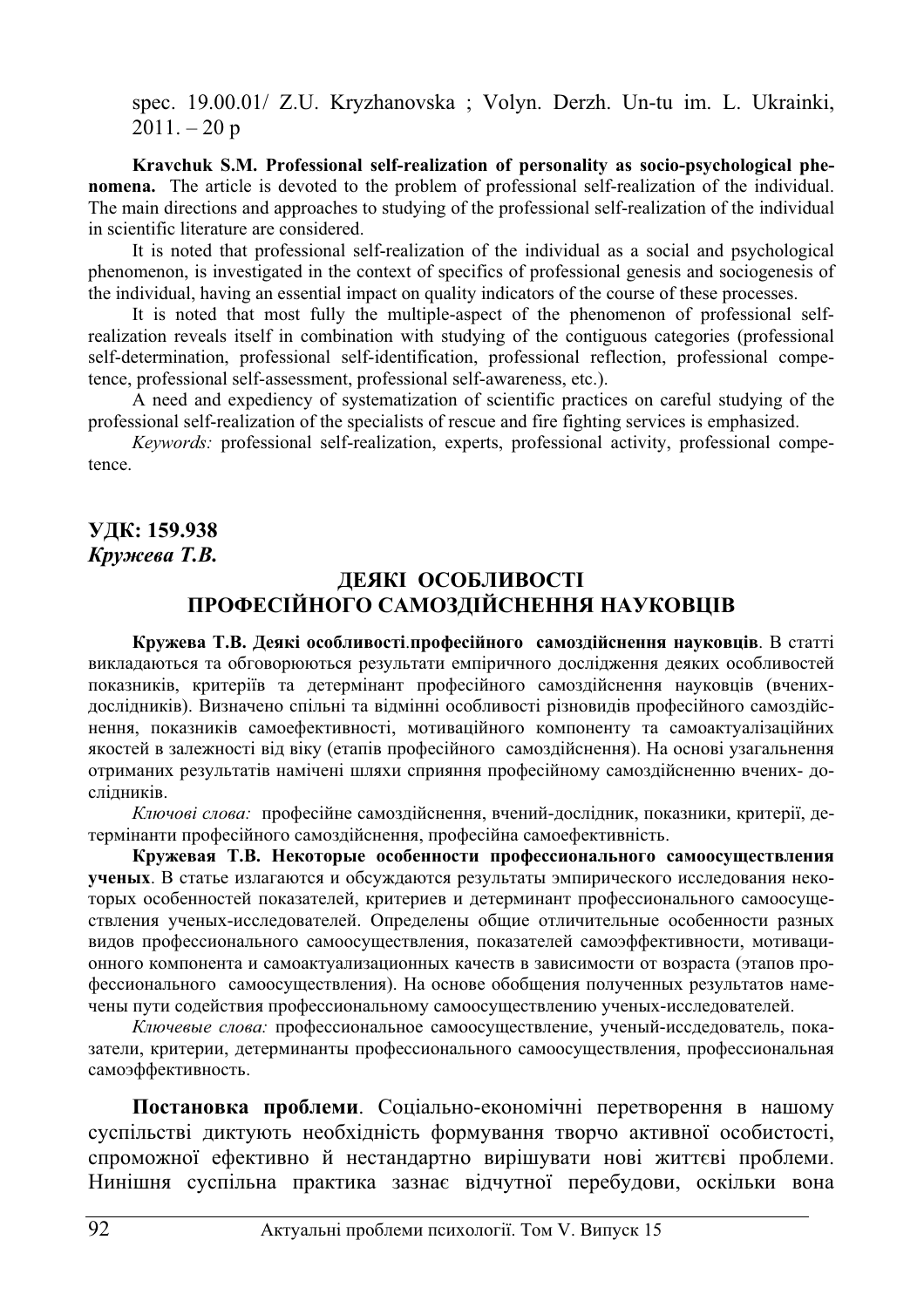spec. 19.00.01/ Z.U. Kryzhanovska ; Volyn. Derzh. Un-tu im. L. Ukrainki, 2011. – 20 p

**Kravchuk S.M. Professional self-realization of personality as socio-psychological phenomena.** The article is devoted to the problem of professional self-realization of the individual. The main directions and approaches to studying of the professional self-realization of the individual in scientific literature are considered.

It is noted that professional self-realization of the individual as a social and psychological phenomenon, is investigated in the context of specifics of professional genesis and sociogenesis of the individual, having an essential impact on quality indicators of the course of these processes.

It is noted that most fully the multiple-aspect of the phenomenon of professional self-realization reveals itself in combination with studying of the contiguous categories (professional self-determination, professional self-identification, professional reflection, professional competence, professional self-assessment, professional self-awareness, etc.).

A need and expediency of systematization of scientific practices on careful studying of the professional self-realization of the specialists of rescue and fire fighting services is emphasized.

*Keywords:* professional self-realization, experts, professional activity, professional competence.

**УДК: 159.938**
***Кружева Т.В.***

## ДЕЯКІ ОСОБЛИВОСТІ ПРОФЕСІЙНОГО САМОЗДІЙСНЕННЯ НАУКОВЦІВ

**Кружева Т.В. Деякі особливості.професійного самоздійснення науковців**. В статті викладаються та обговорюються результати емпіричного дослідження деяких особливостей показників, критеріїв та детермінант професійного самоздійснення науковців (вчених-дослідників). Визначено спільні та відмінні особливості різновидів професійного самоздійснення, показників самоефективності, мотиваційного компоненту та самоактуалізаційних якостей в залежності від віку (етапів професійного самоздійснення). На основі узагальнення отриманих результатів намічені шляхи сприяння професійному самоздійсненню вчених- дослідників.

*Ключові слова:* професійне самоздійснення, вчений-дослідник, показники, критерії, детермінанти професійного самоздійснення, професійна самоефективність.

**Кружевая Т.В. Некоторые особенности профессионального самоосуществления ученых**. В статье излагаются и обсуждаются результаты эмпирического исследования некоторых особенностей показателей, критериев и детерминант профессионального самоосуществления ученых-исследователей. Определены общие отличительные особенности разных видов профессионального самоосуществления, показателей самоэффективности, мотивационного компонента и самоактуализационных качеств в зависимости от возраста (этапов профессионального самоосуществления). На основе обобщения полученных результатов намечены пути содействия профессиональному самоосуществлению ученых-исследователей.

*Ключевые слова:* профессиональное самоосуществление, ученый-исседедователь, показатели, критерии, детерминанты профессионального самоосуществления, профессиональная самоэффективность.

**Постановка проблеми**. Соціально-економічні перетворення в нашому суспільстві диктують необхідність формування творчо активної особистості, спроможної ефективно й нестандартно вирішувати нові життєві проблеми. Нинішня суспільна практика зазнає відчутної перебудови, оскільки вона